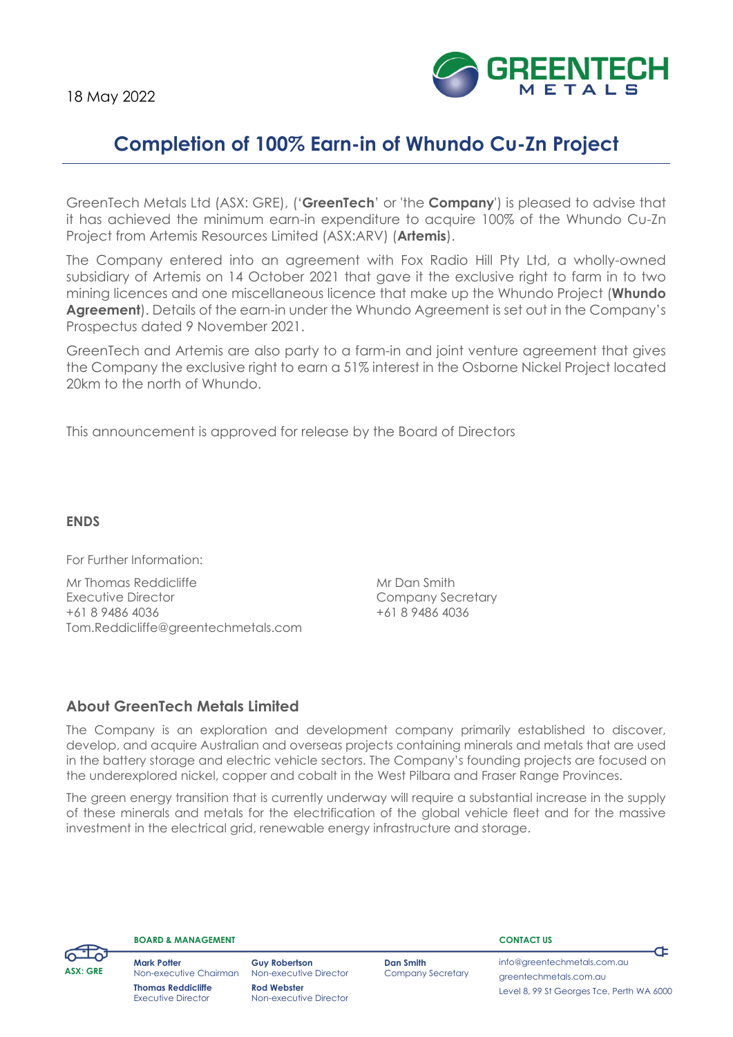18 May 2022

# Completion of 100% Earn-in of Whundo Cu-Zn Project

GreenTech Metals Ltd (ASX: GRE), ('**GreenTech**' or 'the **Company**') is pleased to advise that it has achieved the minimum earn-in expenditure to acquire 100% of the Whundo Cu-Zn Project from Artemis Resources Limited (ASX:ARV) (**Artemis**).

The Company entered into an agreement with Fox Radio Hill Pty Ltd, a wholly-owned subsidiary of Artemis on 14 October 2021 that gave it the exclusive right to farm in to two mining licences and one miscellaneous licence that make up the Whundo Project (**Whundo Agreement**). Details of the earn-in under the Whundo Agreement is set out in the Company's Prospectus dated 9 November 2021.

GreenTech and Artemis are also party to a farm-in and joint venture agreement that gives the Company the exclusive right to earn a 51% interest in the Osborne Nickel Project located 20km to the north of Whundo.

This announcement is approved for release by the Board of Directors

**ENDS**

For Further Information:

Mr Thomas Reddicliffe
Executive Director
+61 8 9486 4036
Tom.Reddicliffe@greentechmetals.com

Mr Dan Smith
Company Secretary
+61 8 9486 4036

## About GreenTech Metals Limited

The Company is an exploration and development company primarily established to discover, develop, and acquire Australian and overseas projects containing minerals and metals that are used in the battery storage and electric vehicle sectors. The Company's founding projects are focused on the underexplored nickel, copper and cobalt in the West Pilbara and Fraser Range Provinces.

The green energy transition that is currently underway will require a substantial increase in the supply of these minerals and metals for the electrification of the global vehicle fleet and for the massive investment in the electrical grid, renewable energy infrastructure and storage.

ASX: GRE

**BOARD & MANAGEMENT**

**Mark Potter** – Non-executive Chairman
**Thomas Reddicliffe** – Executive Director
**Guy Robertson** – Non-executive Director
**Rod Webster** – Non-executive Director
**Dan Smith** – Company Secretary

**CONTACT US**

info@greentechmetals.com.au
greentechmetals.com.au
Level 8, 99 St Georges Tce, Perth WA 6000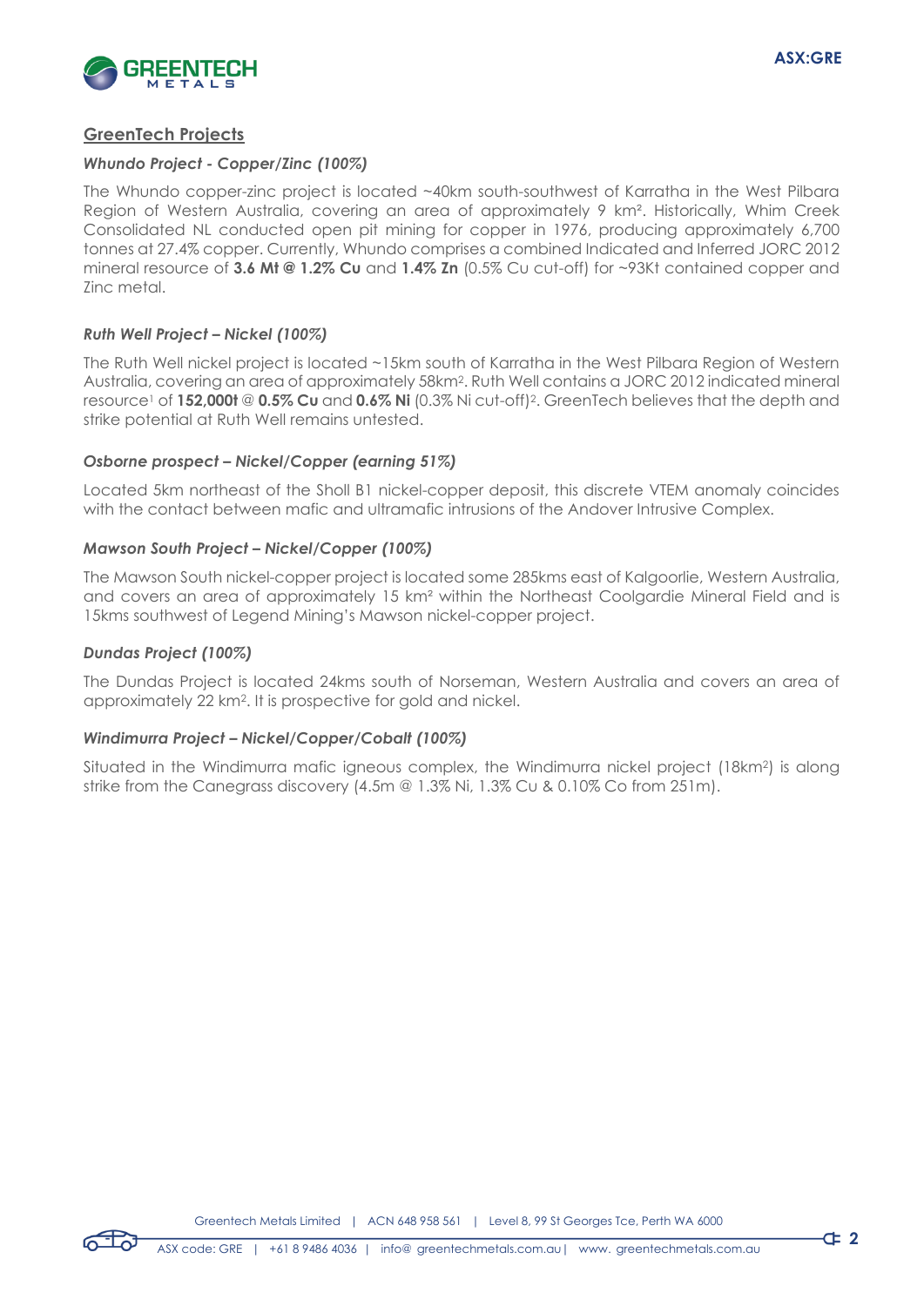## GreenTech Projects

### *Whundo Project - Copper/Zinc (100%)*

The Whundo copper-zinc project is located ~40km south-southwest of Karratha in the West Pilbara Region of Western Australia, covering an area of approximately 9 km². Historically, Whim Creek Consolidated NL conducted open pit mining for copper in 1976, producing approximately 6,700 tonnes at 27.4% copper. Currently, Whundo comprises a combined Indicated and Inferred JORC 2012 mineral resource of **3.6 Mt @ 1.2% Cu** and **1.4% Zn** (0.5% Cu cut-off) for ~93Kt contained copper and Zinc metal.

### *Ruth Well Project – Nickel (100%)*

The Ruth Well nickel project is located ~15km south of Karratha in the West Pilbara Region of Western Australia, covering an area of approximately 58km². Ruth Well contains a JORC 2012 indicated mineral resource[1] of **152,000t** @ **0.5% Cu** and **0.6% Ni** (0.3% Ni cut-off)[2]. GreenTech believes that the depth and strike potential at Ruth Well remains untested.

### *Osborne prospect – Nickel/Copper (earning 51%)*

Located 5km northeast of the Sholl B1 nickel-copper deposit, this discrete VTEM anomaly coincides with the contact between mafic and ultramafic intrusions of the Andover Intrusive Complex.

### *Mawson South Project – Nickel/Copper (100%)*

The Mawson South nickel-copper project is located some 285kms east of Kalgoorlie, Western Australia, and covers an area of approximately 15 km² within the Northeast Coolgardie Mineral Field and is 15kms southwest of Legend Mining's Mawson nickel-copper project.

### *Dundas Project (100%)*

The Dundas Project is located 24kms south of Norseman, Western Australia and covers an area of approximately 22 km². It is prospective for gold and nickel.

### *Windimurra Project – Nickel/Copper/Cobalt (100%)*

Situated in the Windimurra mafic igneous complex, the Windimurra nickel project (18km²) is along strike from the Canegrass discovery (4.5m @ 1.3% Ni, 1.3% Cu & 0.10% Co from 251m).